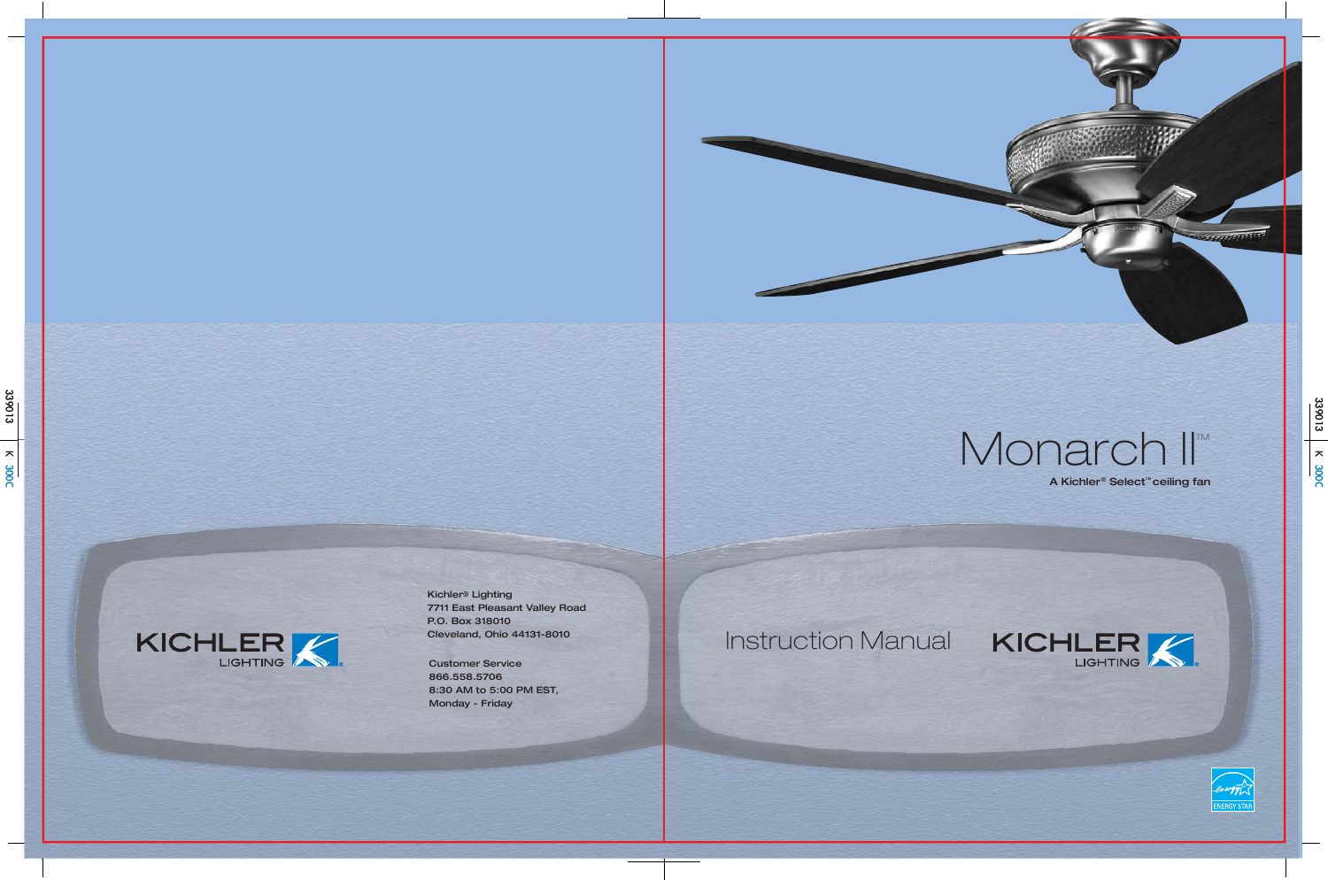# Monarch II™

A Kichler® Select™ ceiling fan

Instruction Manual

KICHLER LIGHTING

Kichler® Lighting
7711 East Pleasant Valley Road
P.O. Box 318010
Cleveland, Ohio 44131-8010

Customer Service
866.558.5706
8:30 AM to 5:00 PM EST,
Monday - Friday

KICHLER LIGHTING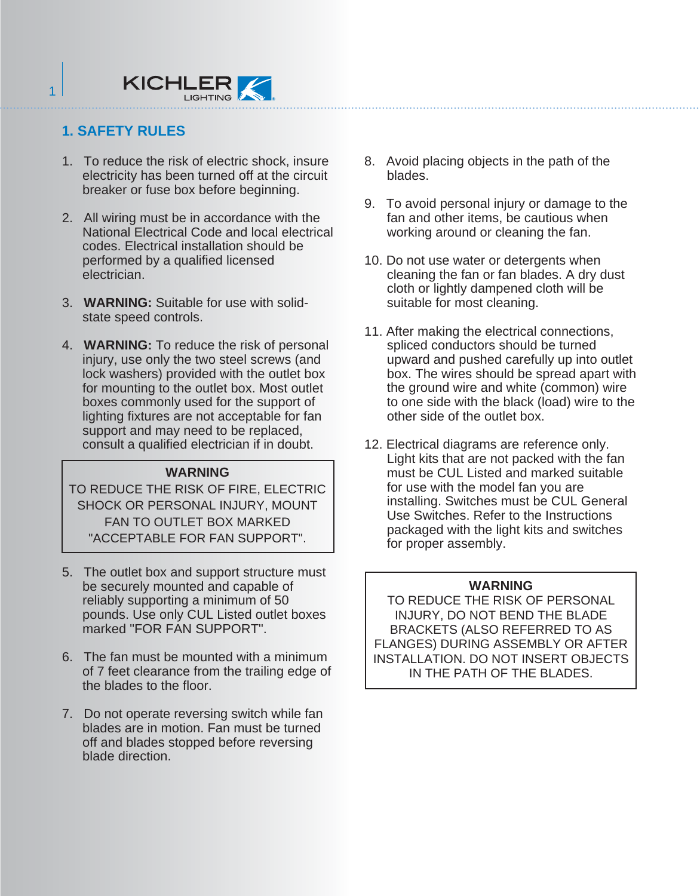## 1. SAFETY RULES

1. To reduce the risk of electric shock, insure electricity has been turned off at the circuit breaker or fuse box before beginning.

2. All wiring must be in accordance with the National Electrical Code and local electrical codes. Electrical installation should be performed by a qualified licensed electrician.

3. **WARNING:** Suitable for use with solid-state speed controls.

4. **WARNING:** To reduce the risk of personal injury, use only the two steel screws (and lock washers) provided with the outlet box for mounting to the outlet box. Most outlet boxes commonly used for the support of lighting fixtures are not acceptable for fan support and may need to be replaced, consult a qualified electrician if in doubt.

> **WARNING**
> TO REDUCE THE RISK OF FIRE, ELECTRIC SHOCK OR PERSONAL INJURY, MOUNT FAN TO OUTLET BOX MARKED "ACCEPTABLE FOR FAN SUPPORT".

5. The outlet box and support structure must be securely mounted and capable of reliably supporting a minimum of 50 pounds. Use only CUL Listed outlet boxes marked "FOR FAN SUPPORT".

6. The fan must be mounted with a minimum of 7 feet clearance from the trailing edge of the blades to the floor.

7. Do not operate reversing switch while fan blades are in motion. Fan must be turned off and blades stopped before reversing blade direction.

8. Avoid placing objects in the path of the blades.

9. To avoid personal injury or damage to the fan and other items, be cautious when working around or cleaning the fan.

10. Do not use water or detergents when cleaning the fan or fan blades. A dry dust cloth or lightly dampened cloth will be suitable for most cleaning.

11. After making the electrical connections, spliced conductors should be turned upward and pushed carefully up into outlet box. The wires should be spread apart with the ground wire and white (common) wire to one side with the black (load) wire to the other side of the outlet box.

12. Electrical diagrams are reference only. Light kits that are not packed with the fan must be CUL Listed and marked suitable for use with the model fan you are installing. Switches must be CUL General Use Switches. Refer to the Instructions packaged with the light kits and switches for proper assembly.

> **WARNING**
> TO REDUCE THE RISK OF PERSONAL INJURY, DO NOT BEND THE BLADE BRACKETS (ALSO REFERRED TO AS FLANGES) DURING ASSEMBLY OR AFTER INSTALLATION. DO NOT INSERT OBJECTS IN THE PATH OF THE BLADES.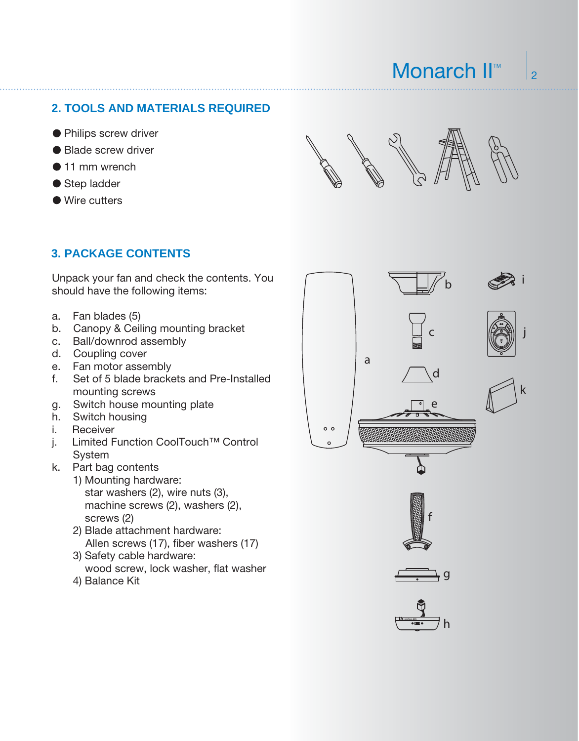## 2. TOOLS AND MATERIALS REQUIRED

- Philips screw driver
- Blade screw driver
- 11 mm wrench
- Step ladder
- Wire cutters

## 3. PACKAGE CONTENTS

Unpack your fan and check the contents. You should have the following items:

a. Fan blades (5)
b. Canopy & Ceiling mounting bracket
c. Ball/downrod assembly
d. Coupling cover
e. Fan motor assembly
f. Set of 5 blade brackets and Pre-Installed mounting screws
g. Switch house mounting plate
h. Switch housing
i. Receiver
j. Limited Function CoolTouch™ Control System
k. Part bag contents
   1) Mounting hardware:
      star washers (2), wire nuts (3), machine screws (2), washers (2), screws (2)
   2) Blade attachment hardware:
      Allen screws (17), fiber washers (17)
   3) Safety cable hardware:
      wood screw, lock washer, flat washer
   4) Balance Kit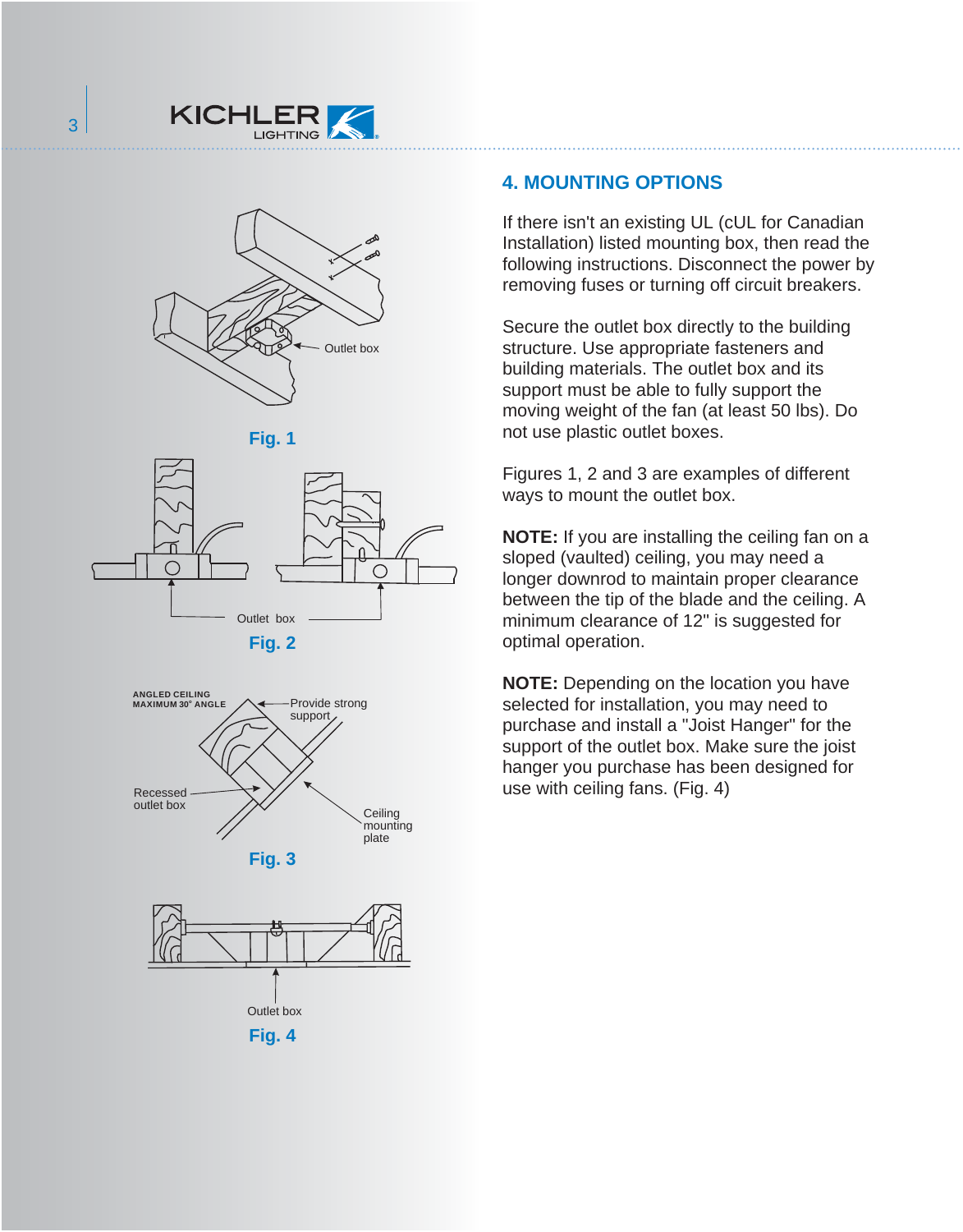## 4. MOUNTING OPTIONS

If there isn't an existing UL (cUL for Canadian Installation) listed mounting box, then read the following instructions. Disconnect the power by removing fuses or turning off circuit breakers.

Secure the outlet box directly to the building structure. Use appropriate fasteners and building materials. The outlet box and its support must be able to fully support the moving weight of the fan (at least 50 lbs). Do not use plastic outlet boxes.

Figures 1, 2 and 3 are examples of different ways to mount the outlet box.

**NOTE:** If you are installing the ceiling fan on a sloped (vaulted) ceiling, you may need a longer downrod to maintain proper clearance between the tip of the blade and the ceiling. A minimum clearance of 12" is suggested for optimal operation.

**NOTE:** Depending on the location you have selected for installation, you may need to purchase and install a "Joist Hanger" for the support of the outlet box. Make sure the joist hanger you purchase has been designed for use with ceiling fans. (Fig. 4)

Outlet box

Fig. 1

Outlet box

Fig. 2

ANGLED CEILING MAXIMUM 30° ANGLE

Provide strong support

Recessed outlet box

Ceiling mounting plate

Fig. 3

Outlet box

Fig. 4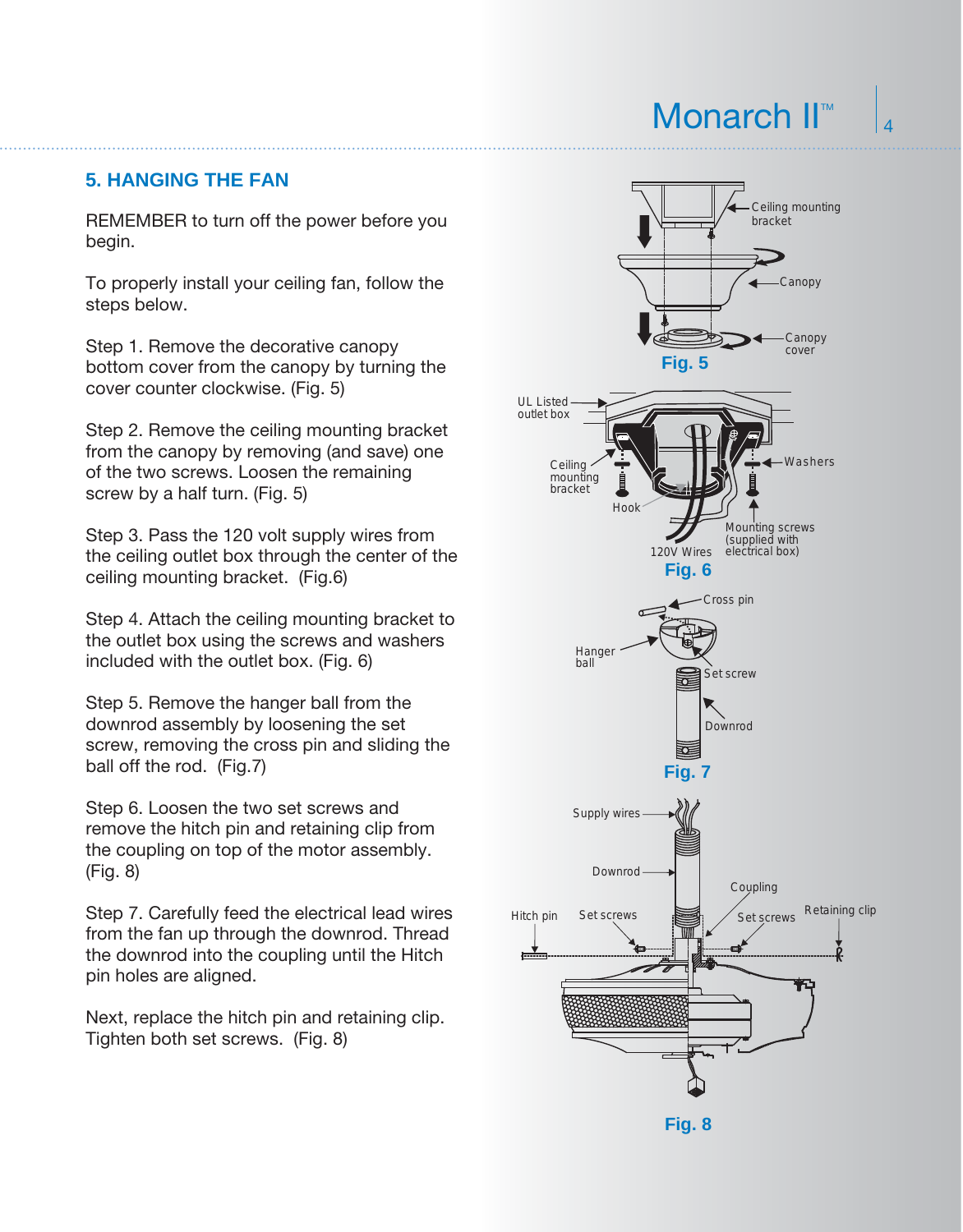## 5. HANGING THE FAN

REMEMBER to turn off the power before you begin.

To properly install your ceiling fan, follow the steps below.

Step 1. Remove the decorative canopy bottom cover from the canopy by turning the cover counter clockwise. (Fig. 5)

Step 2. Remove the ceiling mounting bracket from the canopy by removing (and save) one of the two screws. Loosen the remaining screw by a half turn. (Fig. 5)

Step 3. Pass the 120 volt supply wires from the ceiling outlet box through the center of the ceiling mounting bracket. (Fig.6)

Step 4. Attach the ceiling mounting bracket to the outlet box using the screws and washers included with the outlet box. (Fig. 6)

Step 5. Remove the hanger ball from the downrod assembly by loosening the set screw, removing the cross pin and sliding the ball off the rod. (Fig.7)

Step 6. Loosen the two set screws and remove the hitch pin and retaining clip from the coupling on top of the motor assembly. (Fig. 8)

Step 7. Carefully feed the electrical lead wires from the fan up through the downrod. Thread the downrod into the coupling until the Hitch pin holes are aligned.

Next, replace the hitch pin and retaining clip. Tighten both set screws. (Fig. 8)

Ceiling mounting bracket
Canopy
Canopy cover

**Fig. 5**

UL Listed outlet box
Ceiling mounting bracket
Washers
Hook
Mounting screws (supplied with electrical box)
120V Wires

**Fig. 6**

Cross pin
Hanger ball
Set screw
Downrod

**Fig. 7**

Supply wires
Downrod
Coupling
Hitch pin
Set screws
Set screws
Retaining clip

**Fig. 8**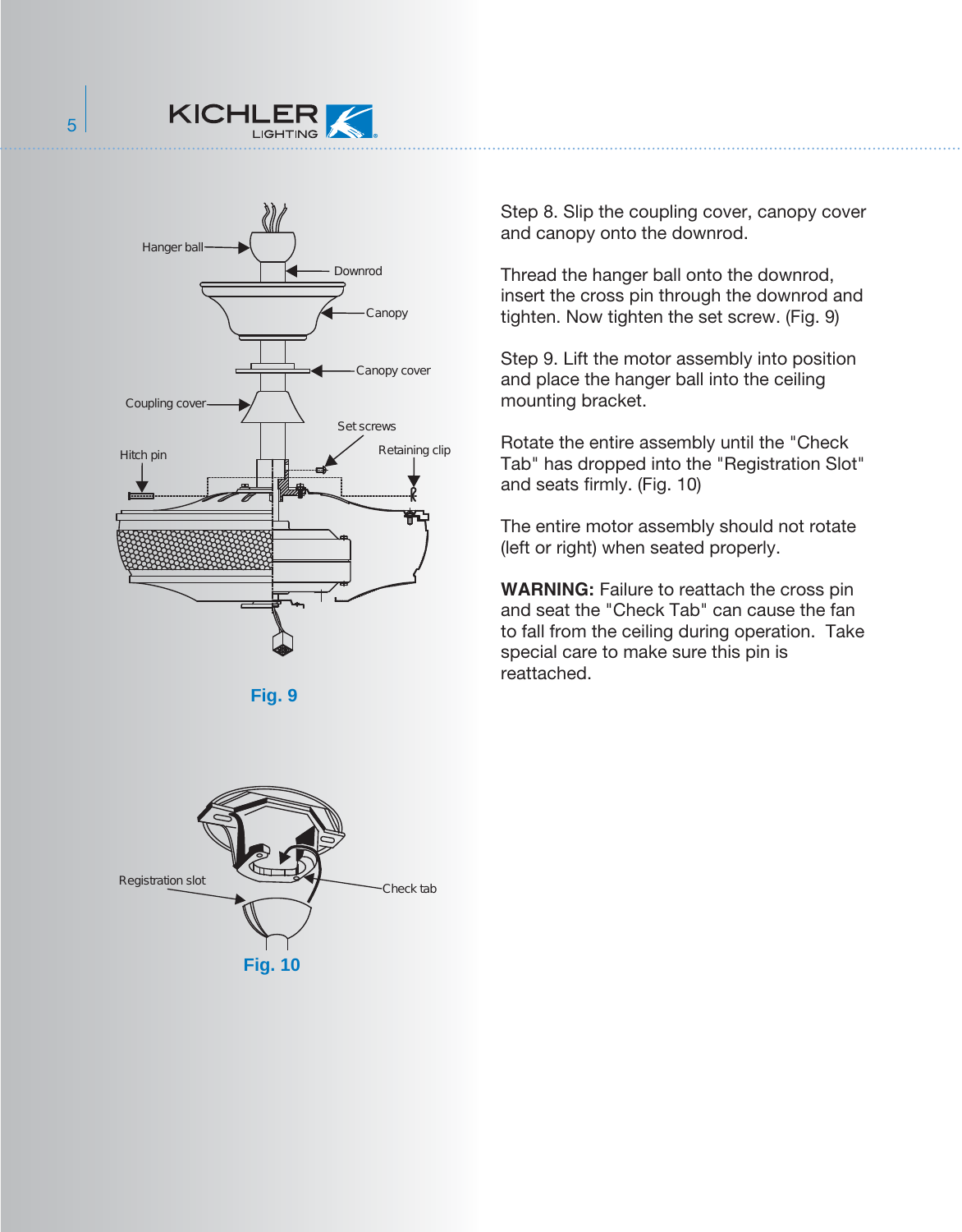Fig. 9

Fig. 10

Step 8. Slip the coupling cover, canopy cover and canopy onto the downrod.

Thread the hanger ball onto the downrod, insert the cross pin through the downrod and tighten. Now tighten the set screw. (Fig. 9)

Step 9. Lift the motor assembly into position and place the hanger ball into the ceiling mounting bracket.

Rotate the entire assembly until the "Check Tab" has dropped into the "Registration Slot" and seats firmly. (Fig. 10)

The entire motor assembly should not rotate (left or right) when seated properly.

**WARNING:** Failure to reattach the cross pin and seat the "Check Tab" can cause the fan to fall from the ceiling during operation. Take special care to make sure this pin is reattached.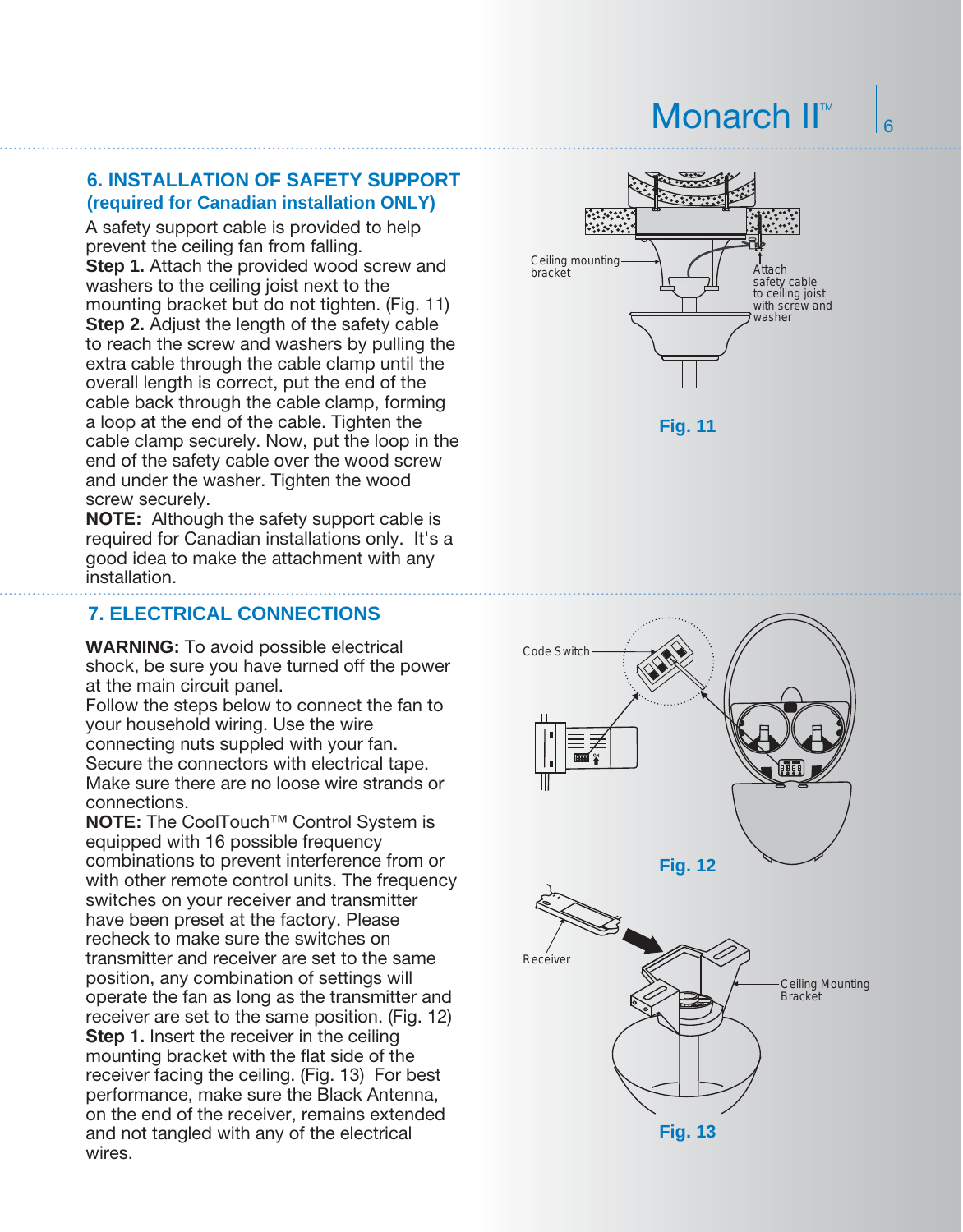## 6. INSTALLATION OF SAFETY SUPPORT
### (required for Canadian installation ONLY)

A safety support cable is provided to help prevent the ceiling fan from falling.

**Step 1.** Attach the provided wood screw and washers to the ceiling joist next to the mounting bracket but do not tighten. (Fig. 11)

**Step 2.** Adjust the length of the safety cable to reach the screw and washers by pulling the extra cable through the cable clamp until the overall length is correct, put the end of the cable back through the cable clamp, forming a loop at the end of the cable. Tighten the cable clamp securely. Now, put the loop in the end of the safety cable over the wood screw and under the washer. Tighten the wood screw securely.

**NOTE:** Although the safety support cable is required for Canadian installations only. It's a good idea to make the attachment with any installation.

Ceiling mounting bracket

Attach safety cable to ceiling joist with screw and washer

Fig. 11

## 7. ELECTRICAL CONNECTIONS

**WARNING:** To avoid possible electrical shock, be sure you have turned off the power at the main circuit panel.

Follow the steps below to connect the fan to your household wiring. Use the wire connecting nuts suppled with your fan. Secure the connectors with electrical tape. Make sure there are no loose wire strands or connections.

**NOTE:** The CoolTouch™ Control System is equipped with 16 possible frequency combinations to prevent interference from or with other remote control units. The frequency switches on your receiver and transmitter have been preset at the factory. Please recheck to make sure the switches on transmitter and receiver are set to the same position, any combination of settings will operate the fan as long as the transmitter and receiver are set to the same position. (Fig. 12)

**Step 1.** Insert the receiver in the ceiling mounting bracket with the flat side of the receiver facing the ceiling. (Fig. 13) For best performance, make sure the Black Antenna, on the end of the receiver, remains extended and not tangled with any of the electrical wires.

Code Switch

Fig. 12

Receiver

Ceiling Mounting Bracket

Fig. 13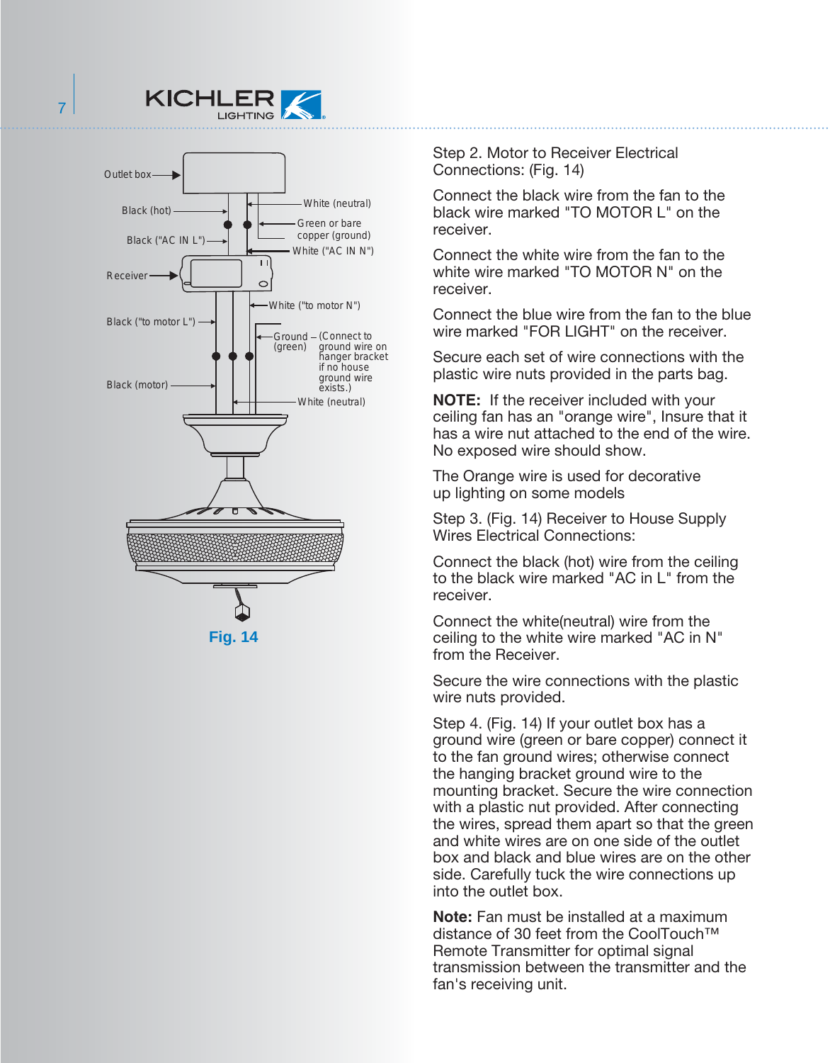Step 2. Motor to Receiver Electrical Connections: (Fig. 14)

Connect the black wire from the fan to the black wire marked "TO MOTOR L" on the receiver.

Connect the white wire from the fan to the white wire marked "TO MOTOR N" on the receiver.

Connect the blue wire from the fan to the blue wire marked "FOR LIGHT" on the receiver.

Secure each set of wire connections with the plastic wire nuts provided in the parts bag.

**NOTE:** If the receiver included with your ceiling fan has an "orange wire", Insure that it has a wire nut attached to the end of the wire. No exposed wire should show.

The Orange wire is used for decorative up lighting on some models

Step 3. (Fig. 14) Receiver to House Supply Wires Electrical Connections:

Connect the black (hot) wire from the ceiling to the black wire marked "AC in L" from the receiver.

Connect the white(neutral) wire from the ceiling to the white wire marked "AC in N" from the Receiver.

Secure the wire connections with the plastic wire nuts provided.

Step 4. (Fig. 14) If your outlet box has a ground wire (green or bare copper) connect it to the fan ground wires; otherwise connect the hanging bracket ground wire to the mounting bracket. Secure the wire connection with a plastic nut provided. After connecting the wires, spread them apart so that the green and white wires are on one side of the outlet box and black and blue wires are on the other side. Carefully tuck the wire connections up into the outlet box.

**Note:** Fan must be installed at a maximum distance of 30 feet from the CoolTouch™ Remote Transmitter for optimal signal transmission between the transmitter and the fan's receiving unit.

Outlet box
Black (hot)
White (neutral)
Green or bare copper (ground)
Black ("AC IN L")
White ("AC IN N")
Receiver
White ("to motor N")
Black ("to motor L")
Ground (green) – (Connect to ground wire on hanger bracket if no house ground wire exists.)
Black (motor)
White (neutral)

**Fig. 14**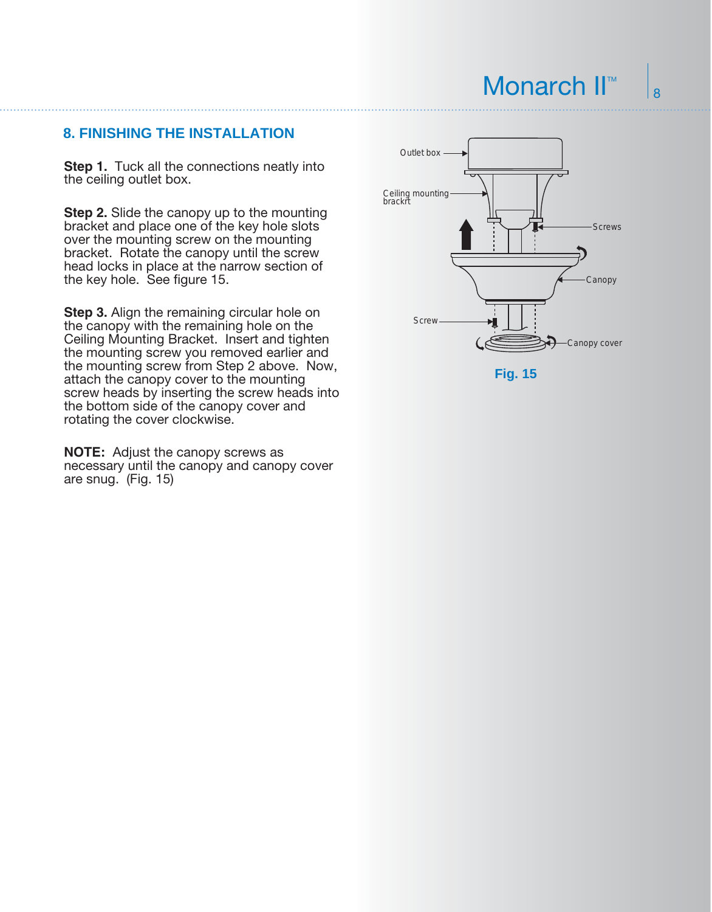## 8. FINISHING THE INSTALLATION

**Step 1.** Tuck all the connections neatly into the ceiling outlet box.

**Step 2.** Slide the canopy up to the mounting bracket and place one of the key hole slots over the mounting screw on the mounting bracket. Rotate the canopy until the screw head locks in place at the narrow section of the key hole. See figure 15.

**Step 3.** Align the remaining circular hole on the canopy with the remaining hole on the Ceiling Mounting Bracket. Insert and tighten the mounting screw you removed earlier and the mounting screw from Step 2 above. Now, attach the canopy cover to the mounting screw heads by inserting the screw heads into the bottom side of the canopy cover and rotating the cover clockwise.

**NOTE:** Adjust the canopy screws as necessary until the canopy and canopy cover are snug. (Fig. 15)

Outlet box

Ceiling mounting brackrt

Screws

Canopy

Screw

Canopy cover

**Fig. 15**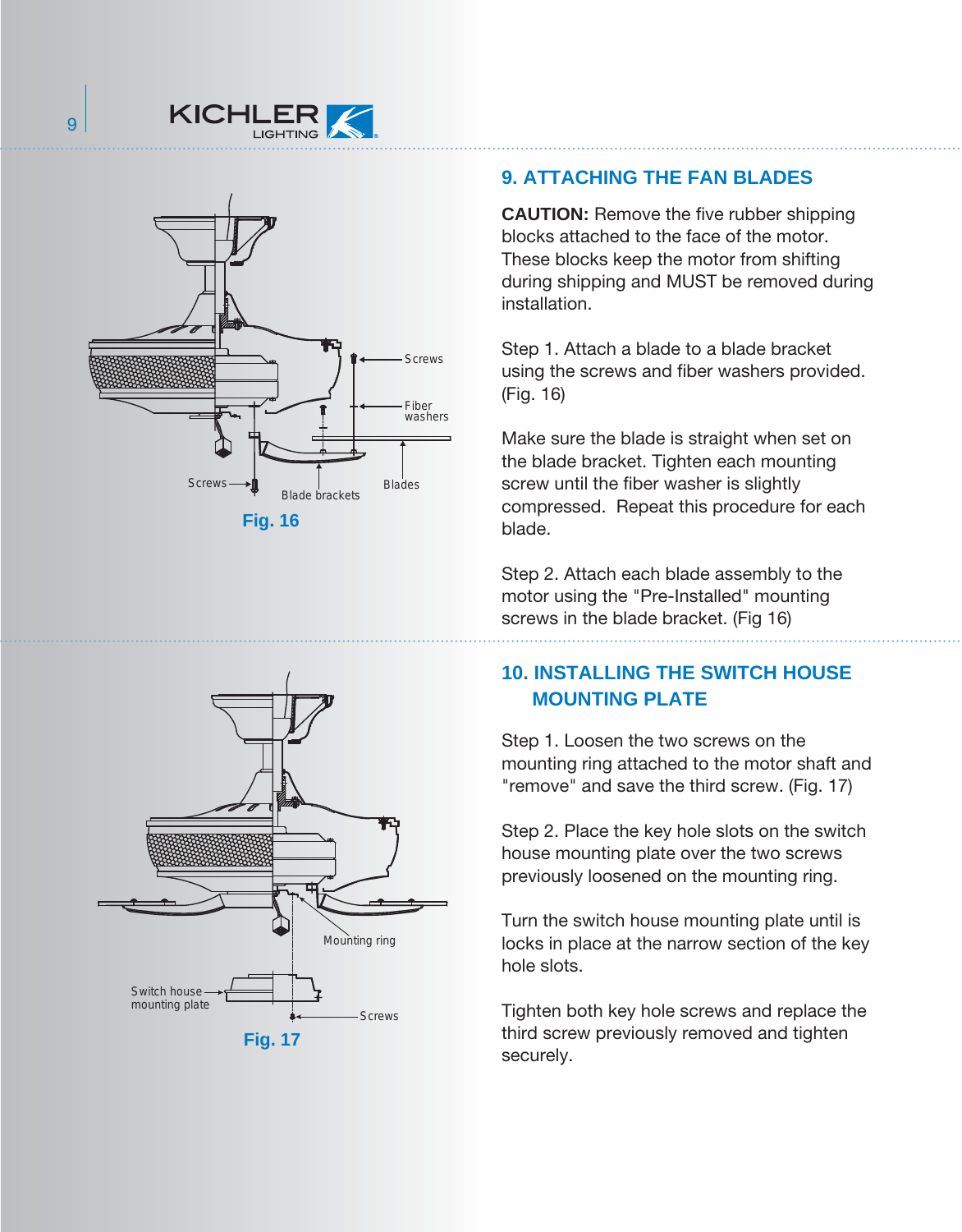## 9. ATTACHING THE FAN BLADES

**CAUTION:** Remove the five rubber shipping blocks attached to the face of the motor. These blocks keep the motor from shifting during shipping and MUST be removed during installation.

Step 1. Attach a blade to a blade bracket using the screws and fiber washers provided. (Fig. 16)

Make sure the blade is straight when set on the blade bracket. Tighten each mounting screw until the fiber washer is slightly compressed. Repeat this procedure for each blade.

Step 2. Attach each blade assembly to the motor using the "Pre-Installed" mounting screws in the blade bracket. (Fig 16)

Screws
Fiber washers
Screws
Blade brackets
Blades

**Fig. 16**

## 10. INSTALLING THE SWITCH HOUSE MOUNTING PLATE

Step 1. Loosen the two screws on the mounting ring attached to the motor shaft and "remove" and save the third screw. (Fig. 17)

Step 2. Place the key hole slots on the switch house mounting plate over the two screws previously loosened on the mounting ring.

Turn the switch house mounting plate until is locks in place at the narrow section of the key hole slots.

Tighten both key hole screws and replace the third screw previously removed and tighten securely.

Mounting ring
Switch house mounting plate
Screws

**Fig. 17**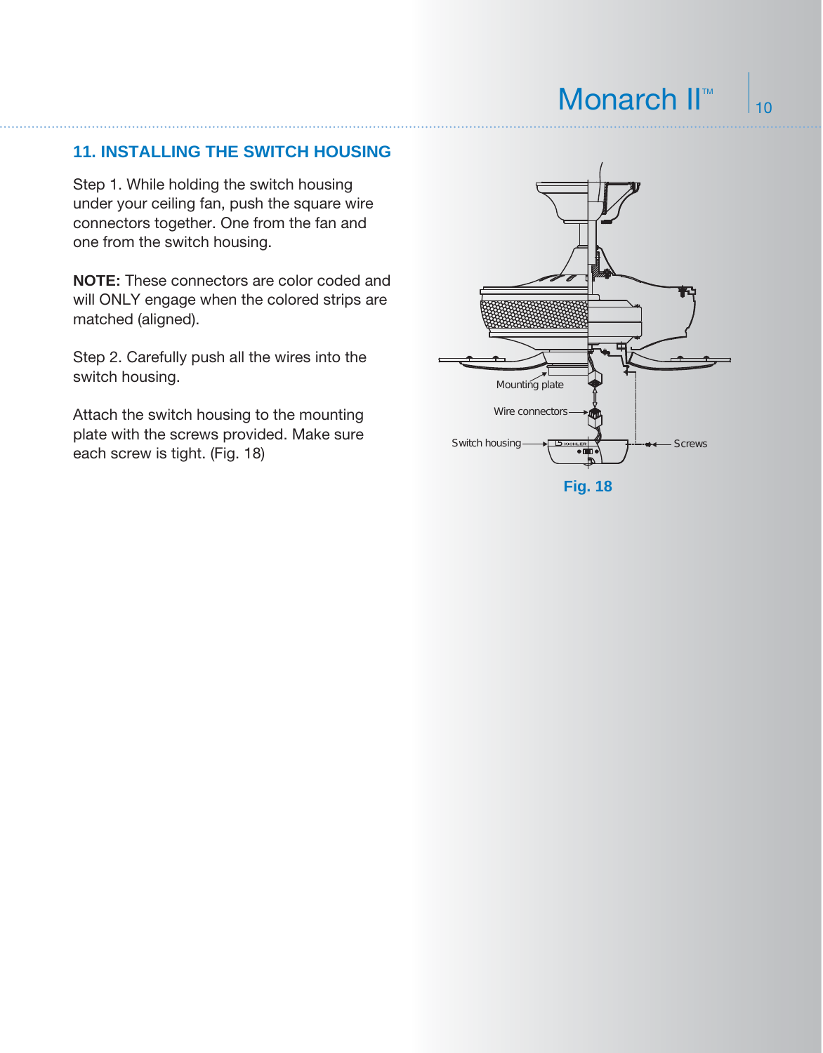## 11. INSTALLING THE SWITCH HOUSING

Step 1. While holding the switch housing under your ceiling fan, push the square wire connectors together. One from the fan and one from the switch housing.

**NOTE:** These connectors are color coded and will ONLY engage when the colored strips are matched (aligned).

Step 2. Carefully push all the wires into the switch housing.

Attach the switch housing to the mounting plate with the screws provided. Make sure each screw is tight. (Fig. 18)

Mounting plate

Wire connectors

Switch housing

Screws

**Fig. 18**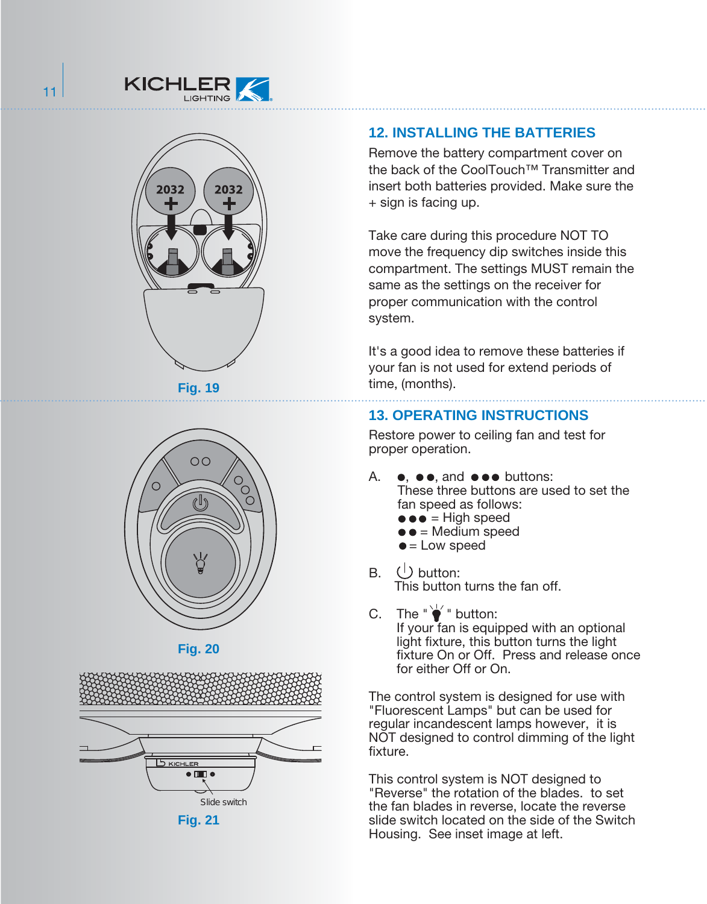Fig. 19

## 12. INSTALLING THE BATTERIES

Remove the battery compartment cover on the back of the CoolTouch™ Transmitter and insert both batteries provided. Make sure the + sign is facing up.

Take care during this procedure NOT TO move the frequency dip switches inside this compartment. The settings MUST remain the same as the settings on the receiver for proper communication with the control system.

It's a good idea to remove these batteries if your fan is not used for extend periods of time, (months).

Fig. 20

Slide switch

Fig. 21

## 13. OPERATING INSTRUCTIONS

Restore power to ceiling fan and test for proper operation.

A. ●, ●●, and ●●● buttons:
These three buttons are used to set the fan speed as follows:
●●● = High speed
●● = Medium speed
● = Low speed

B. ⏻ button:
This button turns the fan off.

C. The "💡" button:
If your fan is equipped with an optional light fixture, this button turns the light fixture On or Off. Press and release once for either Off or On.

The control system is designed for use with "Fluorescent Lamps" but can be used for regular incandescent lamps however, it is NOT designed to control dimming of the light fixture.

This control system is NOT designed to "Reverse" the rotation of the blades. to set the fan blades in reverse, locate the reverse slide switch located on the side of the Switch Housing. See inset image at left.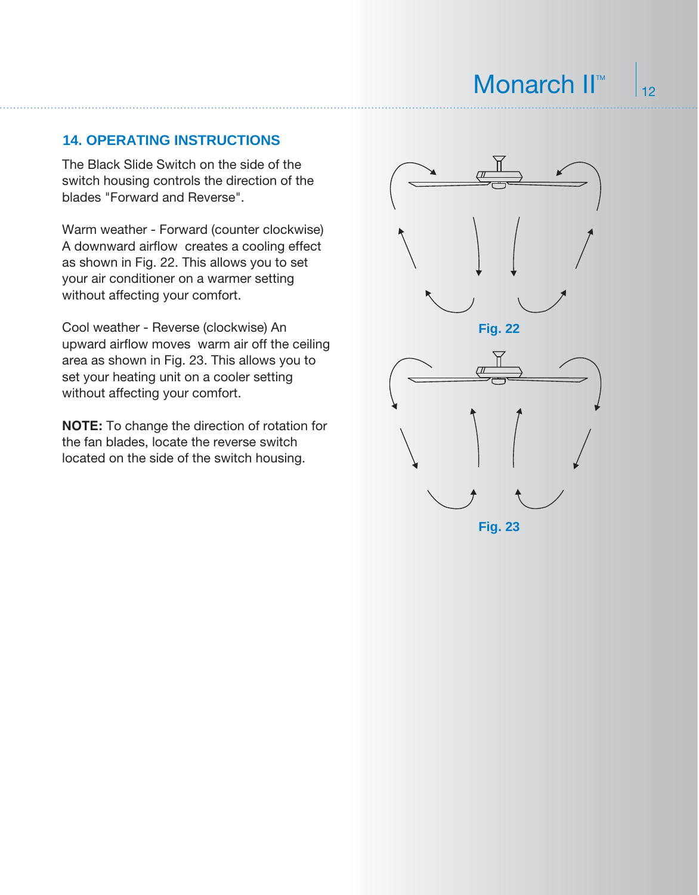## 14. OPERATING INSTRUCTIONS

The Black Slide Switch on the side of the switch housing controls the direction of the blades "Forward and Reverse".

Warm weather - Forward (counter clockwise) A downward airflow creates a cooling effect as shown in Fig. 22. This allows you to set your air conditioner on a warmer setting without affecting your comfort.

Cool weather - Reverse (clockwise) An upward airflow moves warm air off the ceiling area as shown in Fig. 23. This allows you to set your heating unit on a cooler setting without affecting your comfort.

**NOTE:** To change the direction of rotation for the fan blades, locate the reverse switch located on the side of the switch housing.

Fig. 22

Fig. 23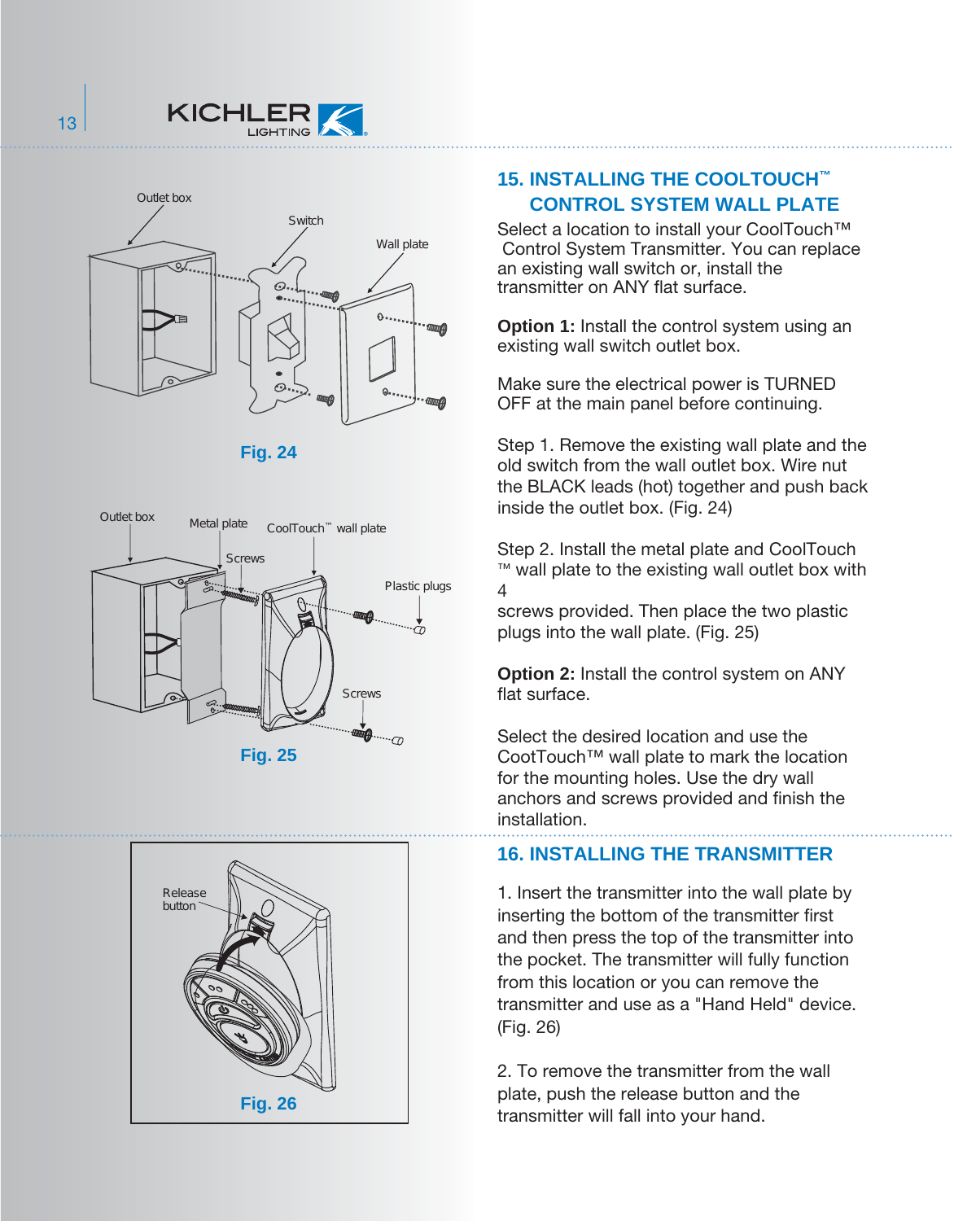Fig. 24

Fig. 25

Fig. 26

## 15. INSTALLING THE COOLTOUCH™ CONTROL SYSTEM WALL PLATE

Select a location to install your CoolTouch™ Control System Transmitter. You can replace an existing wall switch or, install the transmitter on ANY flat surface.

**Option 1:** Install the control system using an existing wall switch outlet box.

Make sure the electrical power is TURNED OFF at the main panel before continuing.

Step 1. Remove the existing wall plate and the old switch from the wall outlet box. Wire nut the BLACK leads (hot) together and push back inside the outlet box. (Fig. 24)

Step 2. Install the metal plate and CoolTouch ™ wall plate to the existing wall outlet box with 4
screws provided. Then place the two plastic plugs into the wall plate. (Fig. 25)

**Option 2:** Install the control system on ANY flat surface.

Select the desired location and use the CootTouch™ wall plate to mark the location for the mounting holes. Use the dry wall anchors and screws provided and finish the installation.

## 16. INSTALLING THE TRANSMITTER

1. Insert the transmitter into the wall plate by inserting the bottom of the transmitter first and then press the top of the transmitter into the pocket. The transmitter will fully function from this location or you can remove the transmitter and use as a "Hand Held" device. (Fig. 26)

2. To remove the transmitter from the wall plate, push the release button and the transmitter will fall into your hand.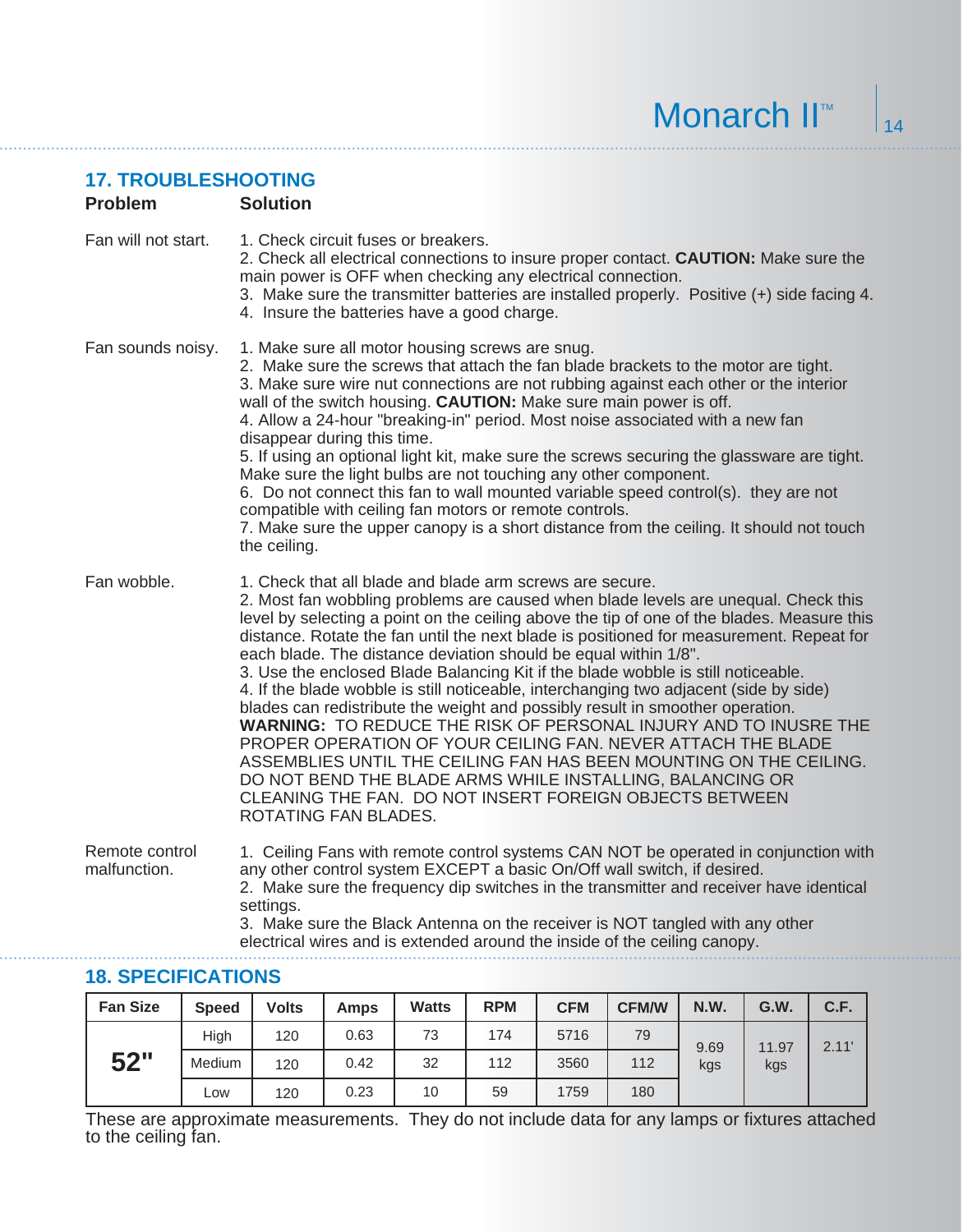## 17. TROUBLESHOOTING

| Problem | Solution |
|---|---|
| Fan will not start. | 1. Check circuit fuses or breakers.<br>2. Check all electrical connections to insure proper contact. **CAUTION:** Make sure the main power is OFF when checking any electrical connection.<br>3. Make sure the transmitter batteries are installed properly. Positive (+) side facing 4.<br>4. Insure the batteries have a good charge. |
| Fan sounds noisy. | 1. Make sure all motor housing screws are snug.<br>2. Make sure the screws that attach the fan blade brackets to the motor are tight.<br>3. Make sure wire nut connections are not rubbing against each other or the interior wall of the switch housing. **CAUTION:** Make sure main power is off.<br>4. Allow a 24-hour "breaking-in" period. Most noise associated with a new fan disappear during this time.<br>5. If using an optional light kit, make sure the screws securing the glassware are tight. Make sure the light bulbs are not touching any other component.<br>6. Do not connect this fan to wall mounted variable speed control(s). they are not compatible with ceiling fan motors or remote controls.<br>7. Make sure the upper canopy is a short distance from the ceiling. It should not touch the ceiling. |
| Fan wobble. | 1. Check that all blade and blade arm screws are secure.<br>2. Most fan wobbling problems are caused when blade levels are unequal. Check this level by selecting a point on the ceiling above the tip of one of the blades. Measure this distance. Rotate the fan until the next blade is positioned for measurement. Repeat for each blade. The distance deviation should be equal within 1/8".<br>3. Use the enclosed Blade Balancing Kit if the blade wobble is still noticeable.<br>4. If the blade wobble is still noticeable, interchanging two adjacent (side by side) blades can redistribute the weight and possibly result in smoother operation.<br>**WARNING:** TO REDUCE THE RISK OF PERSONAL INJURY AND TO INUSRE THE PROPER OPERATION OF YOUR CEILING FAN. NEVER ATTACH THE BLADE ASSEMBLIES UNTIL THE CEILING FAN HAS BEEN MOUNTING ON THE CEILING. DO NOT BEND THE BLADE ARMS WHILE INSTALLING, BALANCING OR CLEANING THE FAN. DO NOT INSERT FOREIGN OBJECTS BETWEEN ROTATING FAN BLADES. |
| Remote control malfunction. | 1. Ceiling Fans with remote control systems CAN NOT be operated in conjunction with any other control system EXCEPT a basic On/Off wall switch, if desired.<br>2. Make sure the frequency dip switches in the transmitter and receiver have identical settings.<br>3. Make sure the Black Antenna on the receiver is NOT tangled with any other electrical wires and is extended around the inside of the ceiling canopy. |

## 18. SPECIFICATIONS

| Fan Size | Speed | Volts | Amps | Watts | RPM | CFM | CFM/W | N.W. | G.W. | C.F. |
|---|---|---|---|---|---|---|---|---|---|---|
| **52"** | High | 120 | 0.63 | 73 | 174 | 5716 | 79 | 9.69 kgs | 11.97 kgs | 2.11' |
| | Medium | 120 | 0.42 | 32 | 112 | 3560 | 112 | | | |
| | Low | 120 | 0.23 | 10 | 59 | 1759 | 180 | | | |

These are approximate measurements. They do not include data for any lamps or fixtures attached to the ceiling fan.